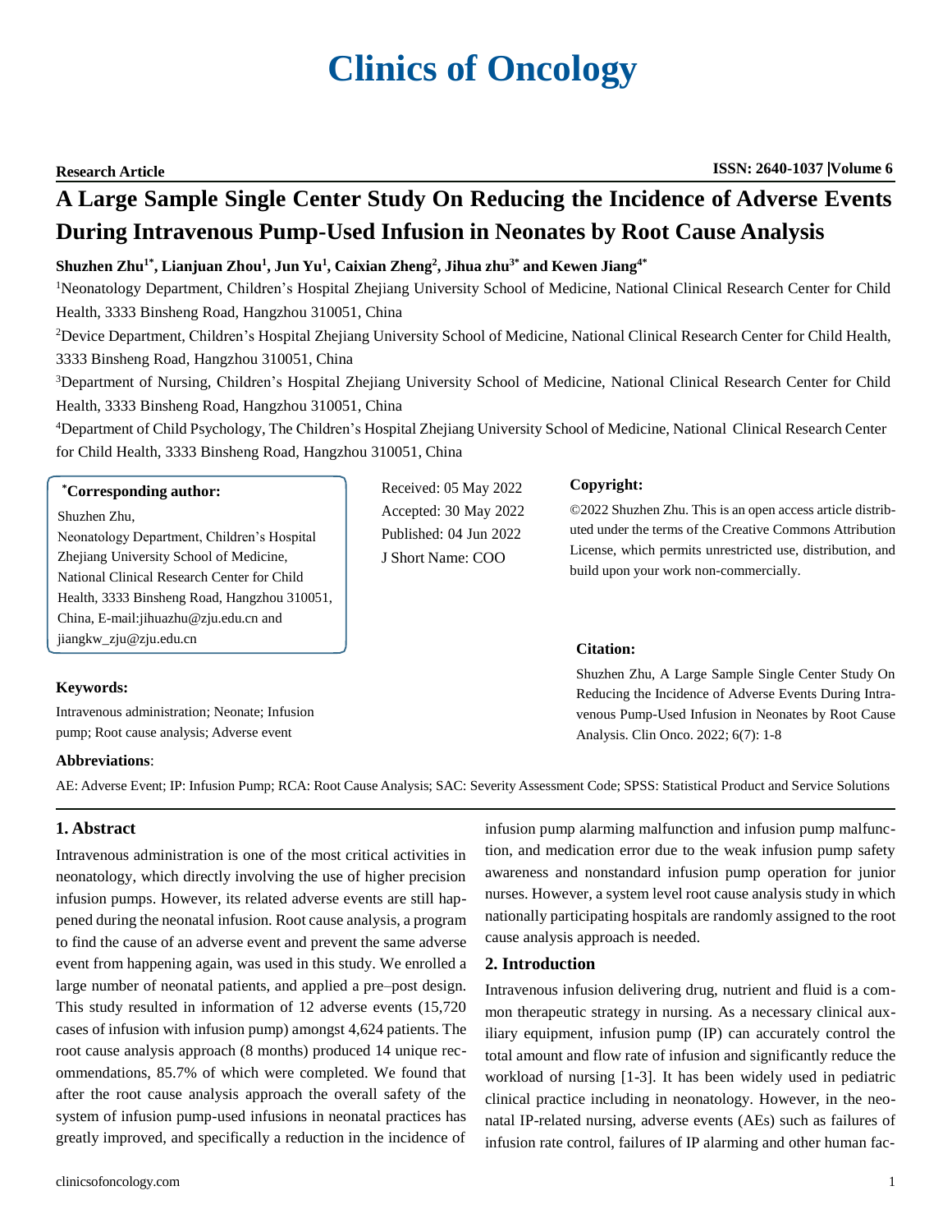Research Article

ISSN: 2640-1037 |Volume 6

# A Large Sample Single Center Study On Reducing the Incidence of Adverse Events During Intravenous Pump-Used Infusion in Neonates by Root Cause Analysis

**Shuzhen Zhu[1*], Lianjuan Zhou[1], Jun Yu[1], Caixian Zheng[2], Jihua zhu[3*] and Kewen Jiang[4*]**

[1]Neonatology Department, Children's Hospital Zhejiang University School of Medicine, National Clinical Research Center for Child Health, 3333 Binsheng Road, Hangzhou 310051, China

[2]Device Department, Children's Hospital Zhejiang University School of Medicine, National Clinical Research Center for Child Health, 3333 Binsheng Road, Hangzhou 310051, China

[3]Department of Nursing, Children's Hospital Zhejiang University School of Medicine, National Clinical Research Center for Child Health, 3333 Binsheng Road, Hangzhou 310051, China

[4]Department of Child Psychology, The Children's Hospital Zhejiang University School of Medicine, National Clinical Research Center for Child Health, 3333 Binsheng Road, Hangzhou 310051, China

**\*Corresponding author:**

Shuzhen Zhu,
Neonatology Department, Children's Hospital Zhejiang University School of Medicine, National Clinical Research Center for Child Health, 3333 Binsheng Road, Hangzhou 310051, China, E-mail:jihuazhu@zju.edu.cn and jiangkw_zju@zju.edu.cn

Received: 05 May 2022
Accepted: 30 May 2022
Published: 04 Jun 2022
J Short Name: COO

**Copyright:**

©2022 Shuzhen Zhu. This is an open access article distributed under the terms of the Creative Commons Attribution License, which permits unrestricted use, distribution, and build upon your work non-commercially.

**Citation:**

Shuzhen Zhu, A Large Sample Single Center Study On Reducing the Incidence of Adverse Events During Intravenous Pump-Used Infusion in Neonates by Root Cause Analysis. Clin Onco. 2022; 6(7): 1-8

**Keywords:**

Intravenous administration; Neonate; Infusion pump; Root cause analysis; Adverse event

**Abbreviations**:

AE: Adverse Event; IP: Infusion Pump; RCA: Root Cause Analysis; SAC: Severity Assessment Code; SPSS: Statistical Product and Service Solutions

## 1. Abstract

Intravenous administration is one of the most critical activities in neonatology, which directly involving the use of higher precision infusion pumps. However, its related adverse events are still happened during the neonatal infusion. Root cause analysis, a program to find the cause of an adverse event and prevent the same adverse event from happening again, was used in this study. We enrolled a large number of neonatal patients, and applied a pre–post design. This study resulted in information of 12 adverse events (15,720 cases of infusion with infusion pump) amongst 4,624 patients. The root cause analysis approach (8 months) produced 14 unique recommendations, 85.7% of which were completed. We found that after the root cause analysis approach the overall safety of the system of infusion pump-used infusions in neonatal practices has greatly improved, and specifically a reduction in the incidence of infusion pump alarming malfunction and infusion pump malfunction, and medication error due to the weak infusion pump safety awareness and nonstandard infusion pump operation for junior nurses. However, a system level root cause analysis study in which nationally participating hospitals are randomly assigned to the root cause analysis approach is needed.

## 2. Introduction

Intravenous infusion delivering drug, nutrient and fluid is a common therapeutic strategy in nursing. As a necessary clinical auxiliary equipment, infusion pump (IP) can accurately control the total amount and flow rate of infusion and significantly reduce the workload of nursing [1-3]. It has been widely used in pediatric clinical practice including in neonatology. However, in the neonatal IP-related nursing, adverse events (AEs) such as failures of infusion rate control, failures of IP alarming and other human fac-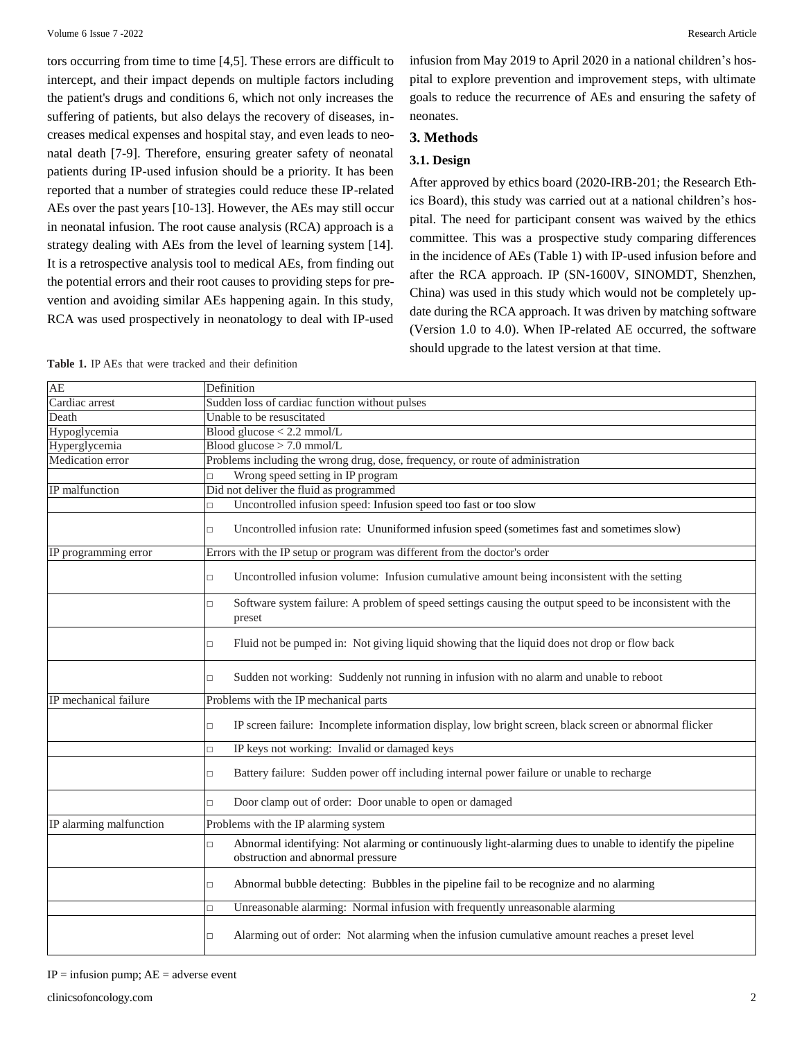tors occurring from time to time [4,5]. These errors are difficult to intercept, and their impact depends on multiple factors including the patient's drugs and conditions 6, which not only increases the suffering of patients, but also delays the recovery of diseases, increases medical expenses and hospital stay, and even leads to neonatal death [7-9]. Therefore, ensuring greater safety of neonatal patients during IP-used infusion should be a priority. It has been reported that a number of strategies could reduce these IP-related AEs over the past years [10-13]. However, the AEs may still occur in neonatal infusion. The root cause analysis (RCA) approach is a strategy dealing with AEs from the level of learning system [14]. It is a retrospective analysis tool to medical AEs, from finding out the potential errors and their root causes to providing steps for prevention and avoiding similar AEs happening again. In this study, RCA was used prospectively in neonatology to deal with IP-used infusion from May 2019 to April 2020 in a national children's hospital to explore prevention and improvement steps, with ultimate goals to reduce the recurrence of AEs and ensuring the safety of neonates.

## 3. Methods

### 3.1. Design

After approved by ethics board (2020-IRB-201; the Research Ethics Board), this study was carried out at a national children's hospital. The need for participant consent was waived by the ethics committee. This was a prospective study comparing differences in the incidence of AEs (Table 1) with IP-used infusion before and after the RCA approach. IP (SN-1600V, SINOMDT, Shenzhen, China) was used in this study which would not be completely update during the RCA approach. It was driven by matching software (Version 1.0 to 4.0). When IP-related AE occurred, the software should upgrade to the latest version at that time.

**Table 1.** IP AEs that were tracked and their definition

| AE | Definition |
|---|---|
| Cardiac arrest | Sudden loss of cardiac function without pulses |
| Death | Unable to be resuscitated |
| Hypoglycemia | Blood glucose < 2.2 mmol/L |
| Hyperglycemia | Blood glucose > 7.0 mmol/L |
| Medication error | Problems including the wrong drug, dose, frequency, or route of administration |
| | □ Wrong speed setting in IP program |
| IP malfunction | Did not deliver the fluid as programmed |
| | □ Uncontrolled infusion speed: Infusion speed too fast or too slow |
| | □ Uncontrolled infusion rate: Ununiformed infusion speed (sometimes fast and sometimes slow) |
| IP programming error | Errors with the IP setup or program was different from the doctor's order |
| | □ Uncontrolled infusion volume: Infusion cumulative amount being inconsistent with the setting |
| | □ Software system failure: A problem of speed settings causing the output speed to be inconsistent with the preset |
| | □ Fluid not be pumped in: Not giving liquid showing that the liquid does not drop or flow back |
| | □ Sudden not working: Suddenly not running in infusion with no alarm and unable to reboot |
| IP mechanical failure | Problems with the IP mechanical parts |
| | □ IP screen failure: Incomplete information display, low bright screen, black screen or abnormal flicker |
| | □ IP keys not working: Invalid or damaged keys |
| | □ Battery failure: Sudden power off including internal power failure or unable to recharge |
| | □ Door clamp out of order: Door unable to open or damaged |
| IP alarming malfunction | Problems with the IP alarming system |
| | □ Abnormal identifying: Not alarming or continuously light-alarming dues to unable to identify the pipeline obstruction and abnormal pressure |
| | □ Abnormal bubble detecting: Bubbles in the pipeline fail to be recognize and no alarming |
| | □ Unreasonable alarming: Normal infusion with frequently unreasonable alarming |
| | □ Alarming out of order: Not alarming when the infusion cumulative amount reaches a preset level |

IP = infusion pump; AE = adverse event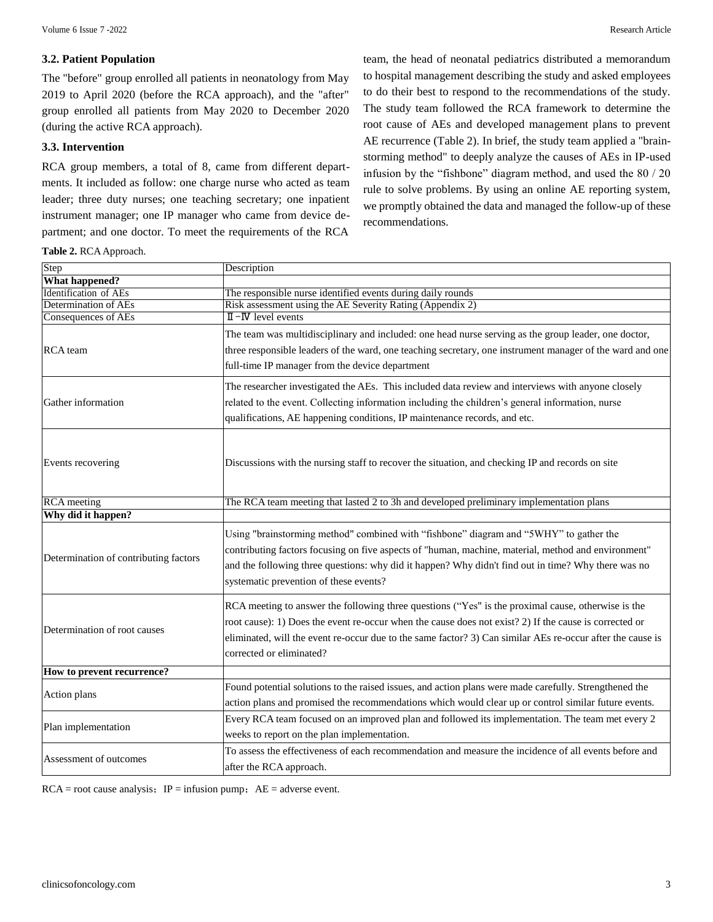### 3.2. Patient Population

The "before" group enrolled all patients in neonatology from May 2019 to April 2020 (before the RCA approach), and the "after" group enrolled all patients from May 2020 to December 2020 (during the active RCA approach).

### 3.3. Intervention

RCA group members, a total of 8, came from different departments. It included as follow: one charge nurse who acted as team leader; three duty nurses; one teaching secretary; one inpatient instrument manager; one IP manager who came from device department; and one doctor. To meet the requirements of the RCA team, the head of neonatal pediatrics distributed a memorandum to hospital management describing the study and asked employees to do their best to respond to the recommendations of the study. The study team followed the RCA framework to determine the root cause of AEs and developed management plans to prevent AE recurrence (Table 2). In brief, the study team applied a "brainstorming method" to deeply analyze the causes of AEs in IP-used infusion by the “fishbone” diagram method, and used the 80 / 20 rule to solve problems. By using an online AE reporting system, we promptly obtained the data and managed the follow-up of these recommendations.

**Table 2.** RCA Approach.

| Step | Description |
|---|---|
| **What happened?** | |
| Identification of AEs | The responsible nurse identified events during daily rounds |
| Determination of AEs | Risk assessment using the AE Severity Rating (Appendix 2) |
| Consequences of AEs | Ⅱ-Ⅳ level events |
| RCA team | The team was multidisciplinary and included: one head nurse serving as the group leader, one doctor, three responsible leaders of the ward, one teaching secretary, one instrument manager of the ward and one full-time IP manager from the device department |
| Gather information | The researcher investigated the AEs. This included data review and interviews with anyone closely related to the event. Collecting information including the children’s general information, nurse qualifications, AE happening conditions, IP maintenance records, and etc. |
| Events recovering | Discussions with the nursing staff to recover the situation, and checking IP and records on site |
| RCA meeting | The RCA team meeting that lasted 2 to 3h and developed preliminary implementation plans |
| **Why did it happen?** | |
| Determination of contributing factors | Using "brainstorming method" combined with “fishbone” diagram and “5WHY” to gather the contributing factors focusing on five aspects of "human, machine, material, method and environment" and the following three questions: why did it happen? Why didn't find out in time? Why there was no systematic prevention of these events? |
| Determination of root causes | RCA meeting to answer the following three questions (“Yes" is the proximal cause, otherwise is the root cause): 1) Does the event re-occur when the cause does not exist? 2) If the cause is corrected or eliminated, will the event re-occur due to the same factor? 3) Can similar AEs re-occur after the cause is corrected or eliminated? |
| **How to prevent recurrence?** | |
| Action plans | Found potential solutions to the raised issues, and action plans were made carefully. Strengthened the action plans and promised the recommendations which would clear up or control similar future events. |
| Plan implementation | Every RCA team focused on an improved plan and followed its implementation. The team met every 2 weeks to report on the plan implementation. |
| Assessment of outcomes | To assess the effectiveness of each recommendation and measure the incidence of all events before and after the RCA approach. |

RCA = root cause analysis; IP = infusion pump; AE = adverse event.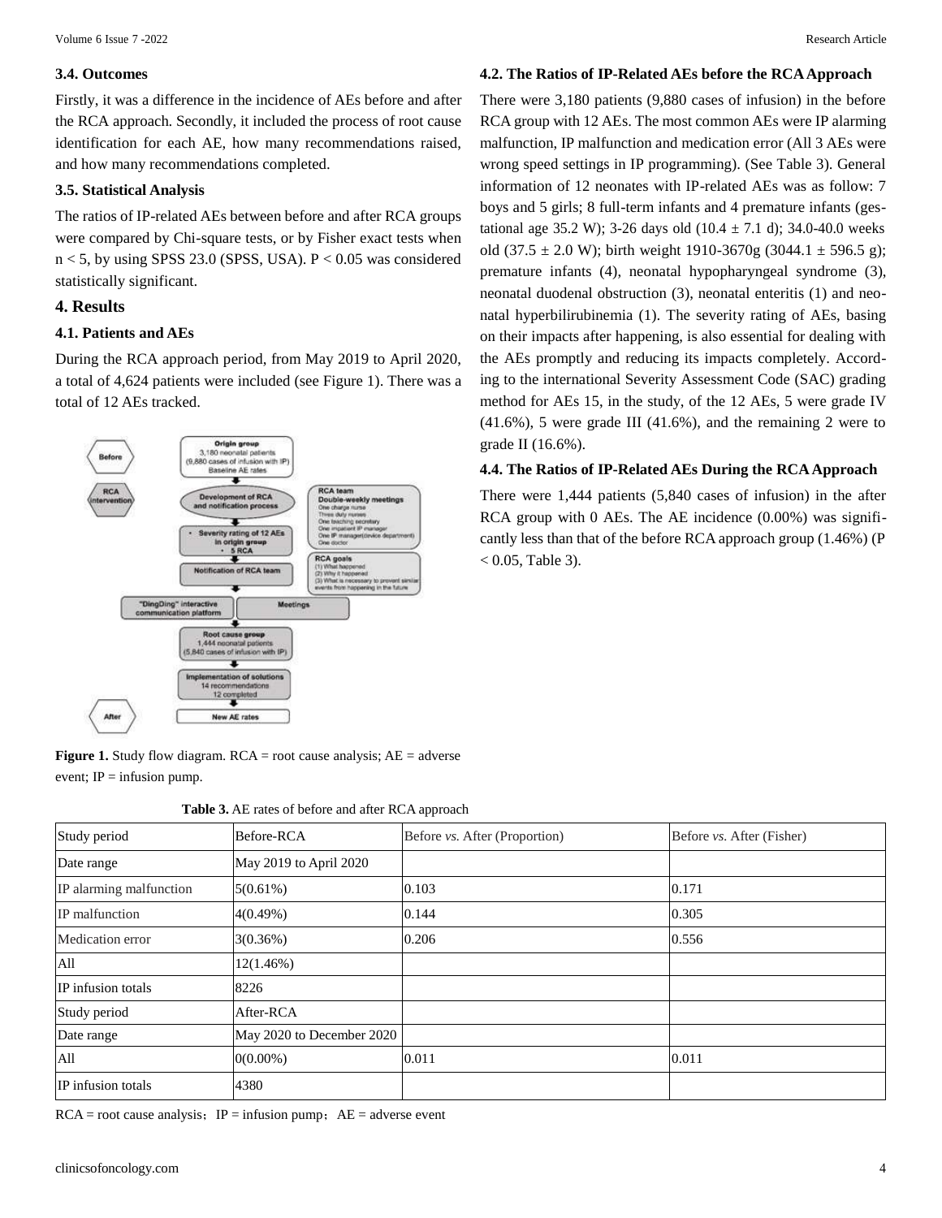### 3.4. Outcomes

Firstly, it was a difference in the incidence of AEs before and after the RCA approach. Secondly, it included the process of root cause identification for each AE, how many recommendations raised, and how many recommendations completed.

### 3.5. Statistical Analysis

The ratios of IP-related AEs between before and after RCA groups were compared by Chi-square tests, or by Fisher exact tests when $n < 5$, by using SPSS 23.0 (SPSS, USA). $P < 0.05$ was considered statistically significant.

## 4. Results

### 4.1. Patients and AEs

During the RCA approach period, from May 2019 to April 2020, a total of 4,624 patients were included (see Figure 1). There was a total of 12 AEs tracked.

**Figure 1.** Study flow diagram. RCA = root cause analysis; AE = adverse event; IP = infusion pump.

### 4.2. The Ratios of IP-Related AEs before the RCA Approach

There were 3,180 patients (9,880 cases of infusion) in the before RCA group with 12 AEs. The most common AEs were IP alarming malfunction, IP malfunction and medication error (All 3 AEs were wrong speed settings in IP programming). (See Table 3). General information of 12 neonates with IP-related AEs was as follow: 7 boys and 5 girls; 8 full-term infants and 4 premature infants (gestational age 35.2 W); 3-26 days old (10.4 ± 7.1 d); 34.0-40.0 weeks old (37.5 ± 2.0 W); birth weight 1910-3670g (3044.1 ± 596.5 g); premature infants (4), neonatal hypopharyngeal syndrome (3), neonatal duodenal obstruction (3), neonatal enteritis (1) and neonatal hyperbilirubinemia (1). The severity rating of AEs, basing on their impacts after happening, is also essential for dealing with the AEs promptly and reducing its impacts completely. According to the international Severity Assessment Code (SAC) grading method for AEs 15, in the study, of the 12 AEs, 5 were grade IV (41.6%), 5 were grade III (41.6%), and the remaining 2 were to grade II (16.6%).

### 4.4. The Ratios of IP-Related AEs During the RCA Approach

There were 1,444 patients (5,840 cases of infusion) in the after RCA group with 0 AEs. The AE incidence (0.00%) was significantly less than that of the before RCA approach group (1.46%) ($P < 0.05$, Table 3).

**Table 3.** AE rates of before and after RCA approach

| Study period | Before-RCA | Before *vs.* After (Proportion) | Before *vs.* After (Fisher) |
|---|---|---|---|
| Date range | May 2019 to April 2020 | | |
| IP alarming malfunction | 5(0.61%) | 0.103 | 0.171 |
| IP malfunction | 4(0.49%) | 0.144 | 0.305 |
| Medication error | 3(0.36%) | 0.206 | 0.556 |
| All | 12(1.46%) | | |
| IP infusion totals | 8226 | | |
| Study period | After-RCA | | |
| Date range | May 2020 to December 2020 | | |
| All | 0(0.00%) | 0.011 | 0.011 |
| IP infusion totals | 4380 | | |

RCA = root cause analysis; IP = infusion pump; AE = adverse event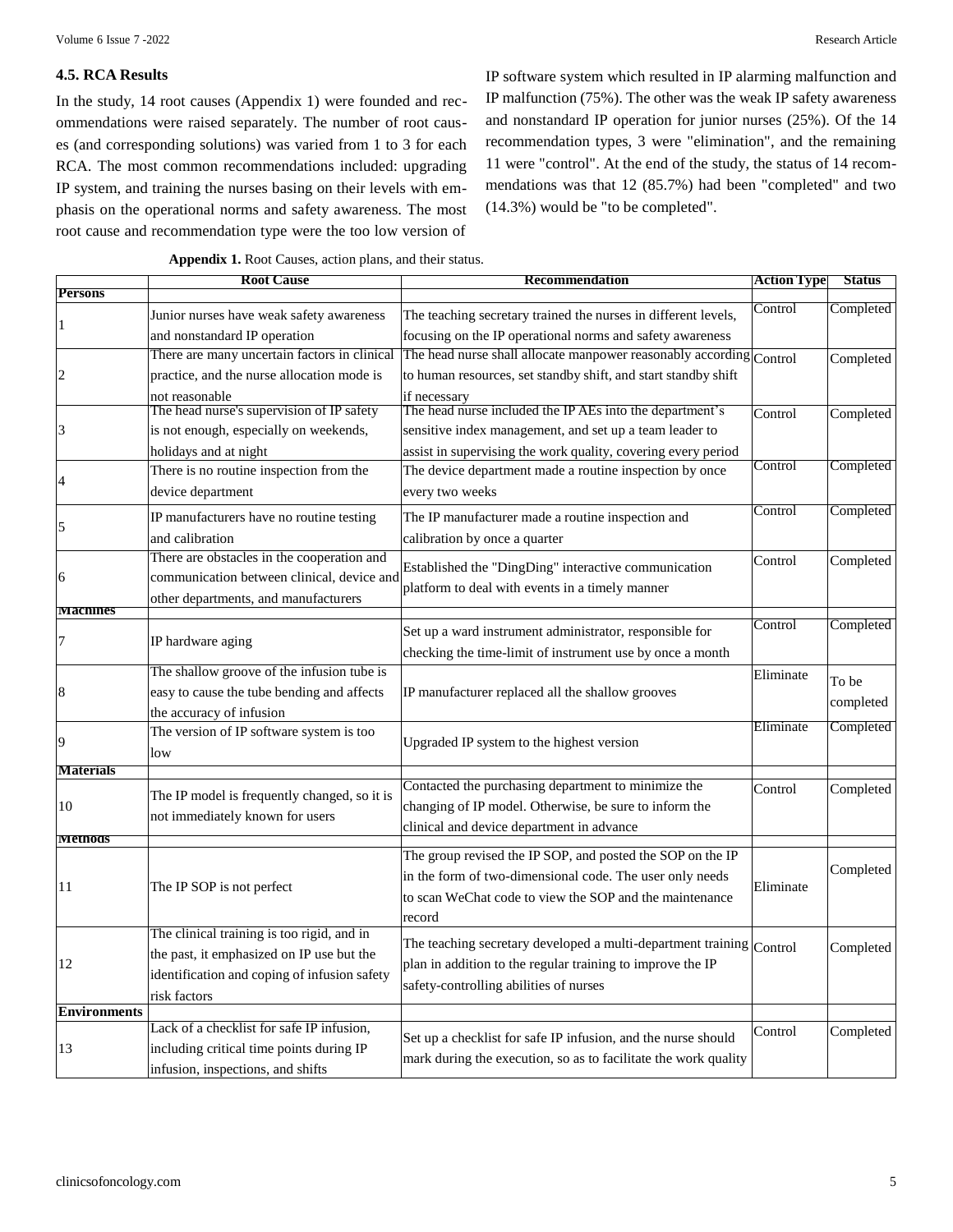### 4.5. RCA Results

In the study, 14 root causes (Appendix 1) were founded and recommendations were raised separately. The number of root causes (and corresponding solutions) was varied from 1 to 3 for each RCA. The most common recommendations included: upgrading IP system, and training the nurses basing on their levels with emphasis on the operational norms and safety awareness. The most root cause and recommendation type were the too low version of IP software system which resulted in IP alarming malfunction and IP malfunction (75%). The other was the weak IP safety awareness and nonstandard IP operation for junior nurses (25%). Of the 14 recommendation types, 3 were "elimination", and the remaining 11 were "control". At the end of the study, the status of 14 recommendations was that 12 (85.7%) had been "completed" and two (14.3%) would be "to be completed".

**Appendix 1.** Root Causes, action plans, and their status.

| | Root Cause | Recommendation | Action Type | Status |
|---|---|---|---|---|
| **Persons** | | | | |
| 1 | Junior nurses have weak safety awareness and nonstandard IP operation | The teaching secretary trained the nurses in different levels, focusing on the IP operational norms and safety awareness | Control | Completed |
| 2 | There are many uncertain factors in clinical practice, and the nurse allocation mode is not reasonable | The head nurse shall allocate manpower reasonably according to human resources, set standby shift, and start standby shift if necessary | Control | Completed |
| 3 | The head nurse's supervision of IP safety is not enough, especially on weekends, holidays and at night | The head nurse included the IP AEs into the department's sensitive index management, and set up a team leader to assist in supervising the work quality, covering every period | Control | Completed |
| 4 | There is no routine inspection from the device department | The device department made a routine inspection by once every two weeks | Control | Completed |
| 5 | IP manufacturers have no routine testing and calibration | The IP manufacturer made a routine inspection and calibration by once a quarter | Control | Completed |
| 6 | There are obstacles in the cooperation and communication between clinical, device and other departments, and manufacturers | Established the "DingDing" interactive communication platform to deal with events in a timely manner | Control | Completed |
| **Machines** | | | | |
| 7 | IP hardware aging | Set up a ward instrument administrator, responsible for checking the time-limit of instrument use by once a month | Control | Completed |
| 8 | The shallow groove of the infusion tube is easy to cause the tube bending and affects the accuracy of infusion | IP manufacturer replaced all the shallow grooves | Eliminate | To be completed |
| 9 | The version of IP software system is too low | Upgraded IP system to the highest version | Eliminate | Completed |
| **Materials** | | | | |
| 10 | The IP model is frequently changed, so it is not immediately known for users | Contacted the purchasing department to minimize the changing of IP model. Otherwise, be sure to inform the clinical and device department in advance | Control | Completed |
| **Methods** | | | | |
| 11 | The IP SOP is not perfect | The group revised the IP SOP, and posted the SOP on the IP in the form of two-dimensional code. The user only needs to scan WeChat code to view the SOP and the maintenance record | Eliminate | Completed |
| 12 | The clinical training is too rigid, and in the past, it emphasized on IP use but the identification and coping of infusion safety risk factors | The teaching secretary developed a multi-department training plan in addition to the regular training to improve the IP safety-controlling abilities of nurses | Control | Completed |
| **Environments** | | | | |
| 13 | Lack of a checklist for safe IP infusion, including critical time points during IP infusion, inspections, and shifts | Set up a checklist for safe IP infusion, and the nurse should mark during the execution, so as to facilitate the work quality | Control | Completed |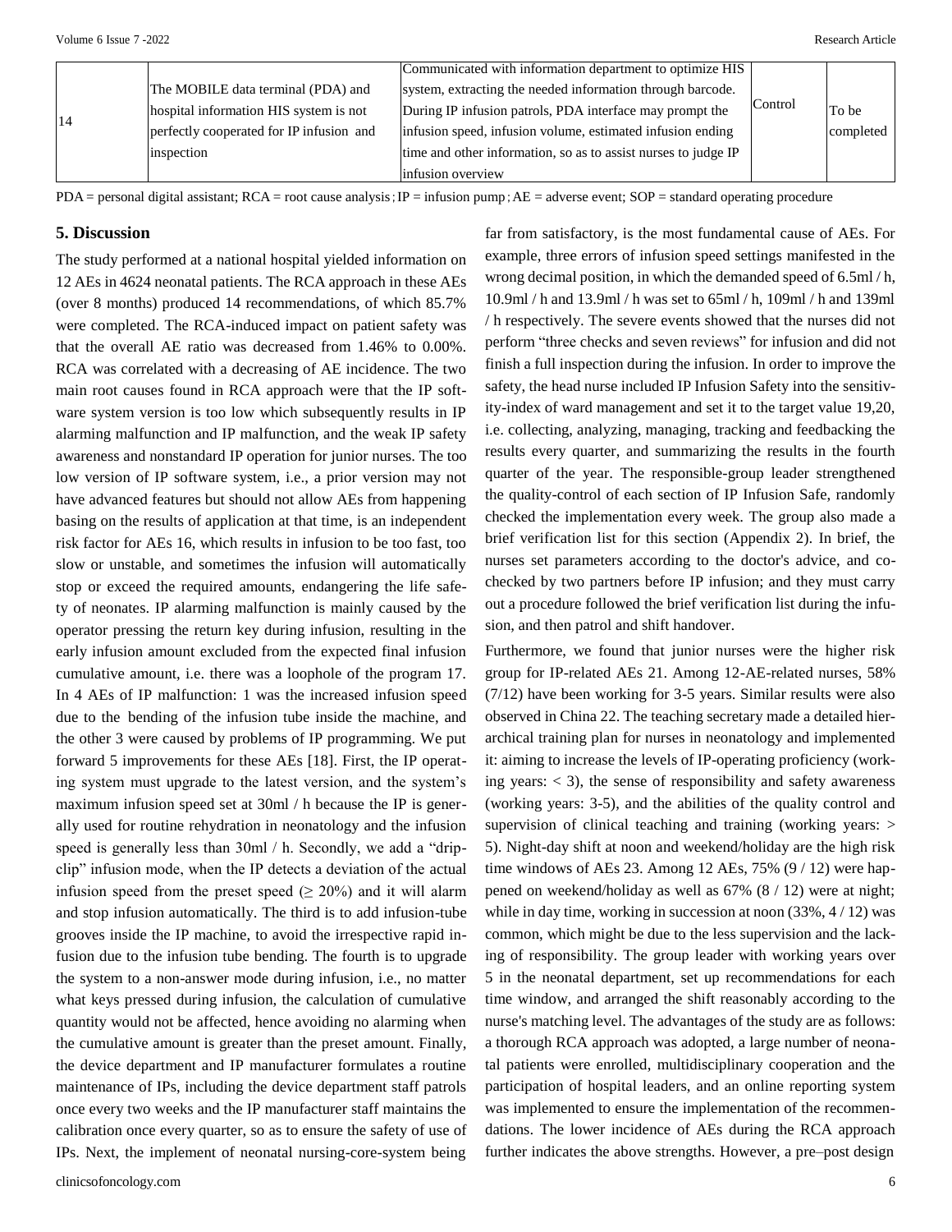| 14 | The MOBILE data terminal (PDA) and hospital information HIS system is not perfectly cooperated for IP infusion and inspection | Communicated with information department to optimize HIS system, extracting the needed information through barcode. During IP infusion patrols, PDA interface may prompt the infusion speed, infusion volume, estimated infusion ending time and other information, so as to assist nurses to judge IP infusion overview | Control | To be completed |
|---|---|---|---|---|

PDA = personal digital assistant; RCA = root cause analysis；IP = infusion pump；AE = adverse event; SOP = standard operating procedure

## 5. Discussion

The study performed at a national hospital yielded information on 12 AEs in 4624 neonatal patients. The RCA approach in these AEs (over 8 months) produced 14 recommendations, of which 85.7% were completed. The RCA-induced impact on patient safety was that the overall AE ratio was decreased from 1.46% to 0.00%. RCA was correlated with a decreasing of AE incidence. The two main root causes found in RCA approach were that the IP software system version is too low which subsequently results in IP alarming malfunction and IP malfunction, and the weak IP safety awareness and nonstandard IP operation for junior nurses. The too low version of IP software system, i.e., a prior version may not have advanced features but should not allow AEs from happening basing on the results of application at that time, is an independent risk factor for AEs 16, which results in infusion to be too fast, too slow or unstable, and sometimes the infusion will automatically stop or exceed the required amounts, endangering the life safety of neonates. IP alarming malfunction is mainly caused by the operator pressing the return key during infusion, resulting in the early infusion amount excluded from the expected final infusion cumulative amount, i.e. there was a loophole of the program 17. In 4 AEs of IP malfunction: 1 was the increased infusion speed due to the bending of the infusion tube inside the machine, and the other 3 were caused by problems of IP programming. We put forward 5 improvements for these AEs [18]. First, the IP operating system must upgrade to the latest version, and the system's maximum infusion speed set at 30ml / h because the IP is generally used for routine rehydration in neonatology and the infusion speed is generally less than 30ml / h. Secondly, we add a "drip-clip" infusion mode, when the IP detects a deviation of the actual infusion speed from the preset speed (≥ 20%) and it will alarm and stop infusion automatically. The third is to add infusion-tube grooves inside the IP machine, to avoid the irrespective rapid infusion due to the infusion tube bending. The fourth is to upgrade the system to a non-answer mode during infusion, i.e., no matter what keys pressed during infusion, the calculation of cumulative quantity would not be affected, hence avoiding no alarming when the cumulative amount is greater than the preset amount. Finally, the device department and IP manufacturer formulates a routine maintenance of IPs, including the device department staff patrols once every two weeks and the IP manufacturer staff maintains the calibration once every quarter, so as to ensure the safety of use of IPs. Next, the implement of neonatal nursing-core-system being far from satisfactory, is the most fundamental cause of AEs. For example, three errors of infusion speed settings manifested in the wrong decimal position, in which the demanded speed of 6.5ml / h, 10.9ml / h and 13.9ml / h was set to 65ml / h, 109ml / h and 139ml / h respectively. The severe events showed that the nurses did not perform "three checks and seven reviews" for infusion and did not finish a full inspection during the infusion. In order to improve the safety, the head nurse included IP Infusion Safety into the sensitivity-index of ward management and set it to the target value 19,20, i.e. collecting, analyzing, managing, tracking and feedbacking the results every quarter, and summarizing the results in the fourth quarter of the year. The responsible-group leader strengthened the quality-control of each section of IP Infusion Safe, randomly checked the implementation every week. The group also made a brief verification list for this section (Appendix 2). In brief, the nurses set parameters according to the doctor's advice, and co-checked by two partners before IP infusion; and they must carry out a procedure followed the brief verification list during the infusion, and then patrol and shift handover.

Furthermore, we found that junior nurses were the higher risk group for IP-related AEs 21. Among 12-AE-related nurses, 58% (7/12) have been working for 3-5 years. Similar results were also observed in China 22. The teaching secretary made a detailed hierarchical training plan for nurses in neonatology and implemented it: aiming to increase the levels of IP-operating proficiency (working years: < 3), the sense of responsibility and safety awareness (working years: 3-5), and the abilities of the quality control and supervision of clinical teaching and training (working years: > 5). Night-day shift at noon and weekend/holiday are the high risk time windows of AEs 23. Among 12 AEs, 75% (9 / 12) were happened on weekend/holiday as well as 67% (8 / 12) were at night; while in day time, working in succession at noon (33%, 4 / 12) was common, which might be due to the less supervision and the lacking of responsibility. The group leader with working years over 5 in the neonatal department, set up recommendations for each time window, and arranged the shift reasonably according to the nurse's matching level. The advantages of the study are as follows: a thorough RCA approach was adopted, a large number of neonatal patients were enrolled, multidisciplinary cooperation and the participation of hospital leaders, and an online reporting system was implemented to ensure the implementation of the recommendations. The lower incidence of AEs during the RCA approach further indicates the above strengths. However, a pre–post design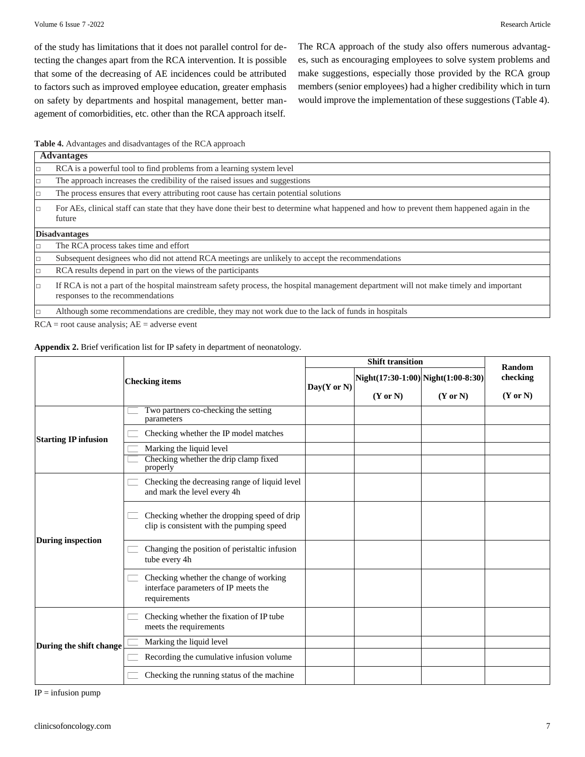of the study has limitations that it does not parallel control for detecting the changes apart from the RCA intervention. It is possible that some of the decreasing of AE incidences could be attributed to factors such as improved employee education, greater emphasis on safety by departments and hospital management, better management of comorbidities, etc. other than the RCA approach itself.

The RCA approach of the study also offers numerous advantages, such as encouraging employees to solve system problems and make suggestions, especially those provided by the RCA group members (senior employees) had a higher credibility which in turn would improve the implementation of these suggestions (Table 4).

**Table 4.** Advantages and disadvantages of the RCA approach

| **Advantages** |
|---|
| □ RCA is a powerful tool to find problems from a learning system level |
| □ The approach increases the credibility of the raised issues and suggestions |
| □ The process ensures that every attributing root cause has certain potential solutions |
| □ For AEs, clinical staff can state that they have done their best to determine what happened and how to prevent them happened again in the future |
| **Disadvantages** |
| □ The RCA process takes time and effort |
| □ Subsequent designees who did not attend RCA meetings are unlikely to accept the recommendations |
| □ RCA results depend in part on the views of the participants |
| □ If RCA is not a part of the hospital mainstream safety process, the hospital management department will not make timely and important responses to the recommendations |
| □ Although some recommendations are credible, they may not work due to the lack of funds in hospitals |

RCA = root cause analysis; AE = adverse event

**Appendix 2.** Brief verification list for IP safety in department of neonatology.

| | Checking items | Shift transition | | | Random checking |
|---|---|---|---|---|---|
| | | Day(Y or N) | Night(17:30-1:00) (Y or N) | Night(1:00-8:30) (Y or N) | (Y or N) |
| **Starting IP infusion** | □ Two partners co-checking the setting parameters | | | | |
| | □ Checking whether the IP model matches | | | | |
| | □ Marking the liquid level | | | | |
| | □ Checking whether the drip clamp fixed properly | | | | |
| **During inspection** | □ Checking the decreasing range of liquid level and mark the level every 4h | | | | |
| | □ Checking whether the dropping speed of drip clip is consistent with the pumping speed | | | | |
| | □ Changing the position of peristaltic infusion tube every 4h | | | | |
| | □ Checking whether the change of working interface parameters of IP meets the requirements | | | | |
| **During the shift change** | □ Checking whether the fixation of IP tube meets the requirements | | | | |
| | □ Marking the liquid level | | | | |
| | □ Recording the cumulative infusion volume | | | | |
| | □ Checking the running status of the machine | | | | |

IP = infusion pump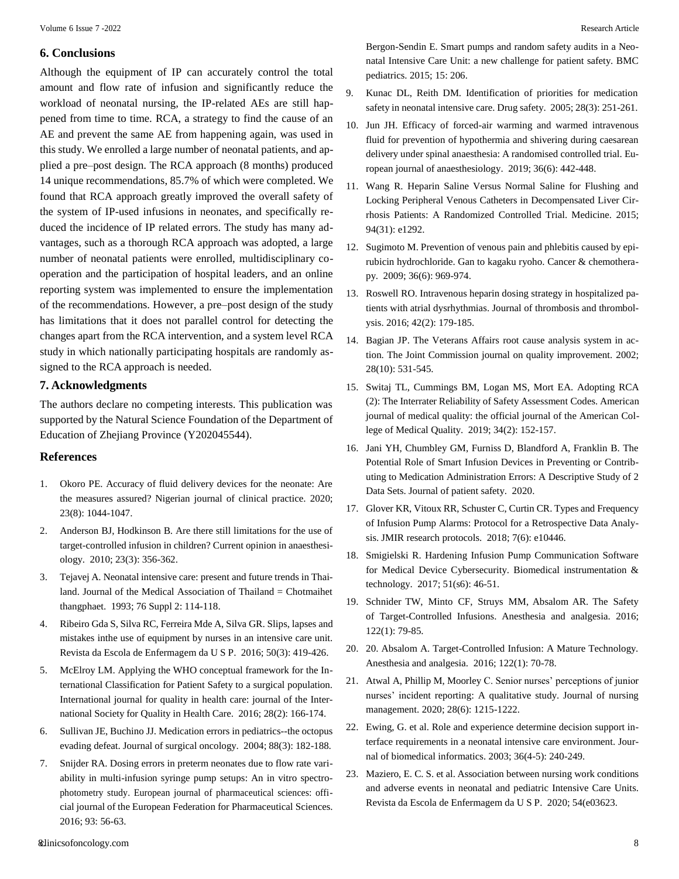## 6. Conclusions

Although the equipment of IP can accurately control the total amount and flow rate of infusion and significantly reduce the workload of neonatal nursing, the IP-related AEs are still happened from time to time. RCA, a strategy to find the cause of an AE and prevent the same AE from happening again, was used in this study. We enrolled a large number of neonatal patients, and applied a pre–post design. The RCA approach (8 months) produced 14 unique recommendations, 85.7% of which were completed. We found that RCA approach greatly improved the overall safety of the system of IP-used infusions in neonates, and specifically reduced the incidence of IP related errors. The study has many advantages, such as a thorough RCA approach was adopted, a large number of neonatal patients were enrolled, multidisciplinary cooperation and the participation of hospital leaders, and an online reporting system was implemented to ensure the implementation of the recommendations. However, a pre–post design of the study has limitations that it does not parallel control for detecting the changes apart from the RCA intervention, and a system level RCA study in which nationally participating hospitals are randomly assigned to the RCA approach is needed.

## 7. Acknowledgments

The authors declare no competing interests. This publication was supported by the Natural Science Foundation of the Department of Education of Zhejiang Province (Y202045544).

## References

1. Okoro PE. Accuracy of fluid delivery devices for the neonate: Are the measures assured? Nigerian journal of clinical practice. 2020; 23(8): 1044-1047.
2. Anderson BJ, Hodkinson B. Are there still limitations for the use of target-controlled infusion in children? Current opinion in anaesthesiology. 2010; 23(3): 356-362.
3. Tejavej A. Neonatal intensive care: present and future trends in Thailand. Journal of the Medical Association of Thailand = Chotmaihet thangphaet. 1993; 76 Suppl 2: 114-118.
4. Ribeiro Gda S, Silva RC, Ferreira Mde A, Silva GR. Slips, lapses and mistakes inthe use of equipment by nurses in an intensive care unit. Revista da Escola de Enfermagem da U S P. 2016; 50(3): 419-426.
5. McElroy LM. Applying the WHO conceptual framework for the International Classification for Patient Safety to a surgical population. International journal for quality in health care: journal of the International Society for Quality in Health Care. 2016; 28(2): 166-174.
6. Sullivan JE, Buchino JJ. Medication errors in pediatrics--the octopus evading defeat. Journal of surgical oncology. 2004; 88(3): 182-188.
7. Snijder RA. Dosing errors in preterm neonates due to flow rate variability in multi-infusion syringe pump setups: An in vitro spectrophotometry study. European journal of pharmaceutical sciences: official journal of the European Federation for Pharmaceutical Sciences. 2016; 93: 56-63.
8. Bergon-Sendin E. Smart pumps and random safety audits in a Neonatal Intensive Care Unit: a new challenge for patient safety. BMC pediatrics. 2015; 15: 206.
9. Kunac DL, Reith DM. Identification of priorities for medication safety in neonatal intensive care. Drug safety. 2005; 28(3): 251-261.
10. Jun JH. Efficacy of forced-air warming and warmed intravenous fluid for prevention of hypothermia and shivering during caesarean delivery under spinal anaesthesia: A randomised controlled trial. European journal of anaesthesiology. 2019; 36(6): 442-448.
11. Wang R. Heparin Saline Versus Normal Saline for Flushing and Locking Peripheral Venous Catheters in Decompensated Liver Cirrhosis Patients: A Randomized Controlled Trial. Medicine. 2015; 94(31): e1292.
12. Sugimoto M. Prevention of venous pain and phlebitis caused by epirubicin hydrochloride. Gan to kagaku ryoho. Cancer & chemotherapy. 2009; 36(6): 969-974.
13. Roswell RO. Intravenous heparin dosing strategy in hospitalized patients with atrial dysrhythmias. Journal of thrombosis and thrombolysis. 2016; 42(2): 179-185.
14. Bagian JP. The Veterans Affairs root cause analysis system in action. The Joint Commission journal on quality improvement. 2002; 28(10): 531-545.
15. Switaj TL, Cummings BM, Logan MS, Mort EA. Adopting RCA (2): The Interrater Reliability of Safety Assessment Codes. American journal of medical quality: the official journal of the American College of Medical Quality. 2019; 34(2): 152-157.
16. Jani YH, Chumbley GM, Furniss D, Blandford A, Franklin B. The Potential Role of Smart Infusion Devices in Preventing or Contributing to Medication Administration Errors: A Descriptive Study of 2 Data Sets. Journal of patient safety. 2020.
17. Glover KR, Vitoux RR, Schuster C, Curtin CR. Types and Frequency of Infusion Pump Alarms: Protocol for a Retrospective Data Analysis. JMIR research protocols. 2018; 7(6): e10446.
18. Smigielski R. Hardening Infusion Pump Communication Software for Medical Device Cybersecurity. Biomedical instrumentation & technology. 2017; 51(s6): 46-51.
19. Schnider TW, Minto CF, Struys MM, Absalom AR. The Safety of Target-Controlled Infusions. Anesthesia and analgesia. 2016; 122(1): 79-85.
20. 20. Absalom A. Target-Controlled Infusion: A Mature Technology. Anesthesia and analgesia. 2016; 122(1): 70-78.
21. Atwal A, Phillip M, Moorley C. Senior nurses' perceptions of junior nurses' incident reporting: A qualitative study. Journal of nursing management. 2020; 28(6): 1215-1222.
22. Ewing, G. et al. Role and experience determine decision support interface requirements in a neonatal intensive care environment. Journal of biomedical informatics. 2003; 36(4-5): 240-249.
23. Maziero, E. C. S. et al. Association between nursing work conditions and adverse events in neonatal and pediatric Intensive Care Units. Revista da Escola de Enfermagem da U S P. 2020; 54(e03623.